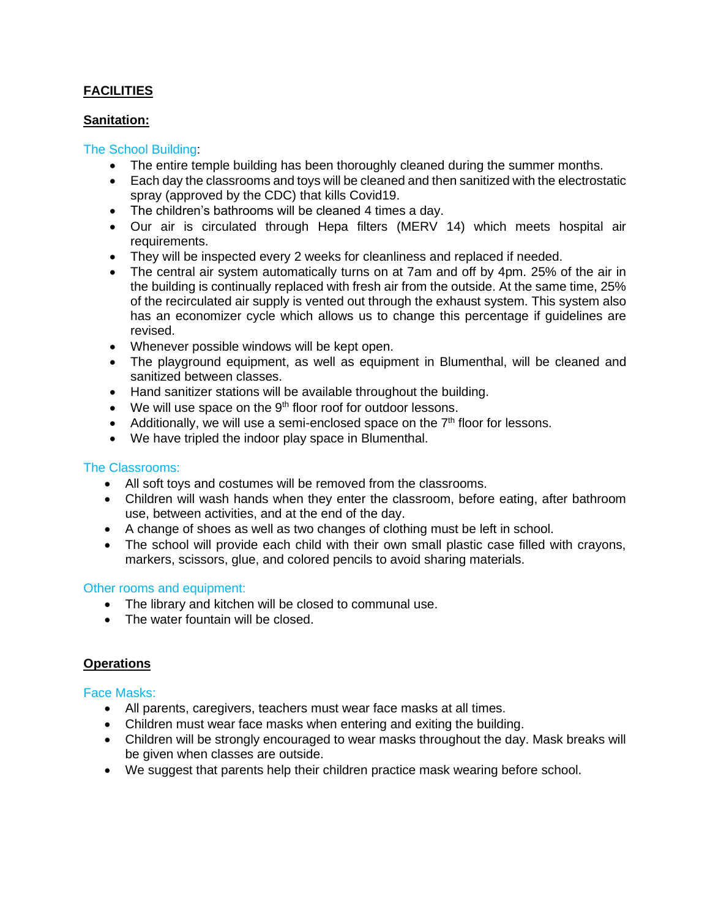## FACILITIES

### Sanitation:

#### The School Building:

- The entire temple building has been thoroughly cleaned during the summer months.
- Each day the classrooms and toys will be cleaned and then sanitized with the electrostatic spray (approved by the CDC) that kills Covid19.
- The children's bathrooms will be cleaned 4 times a day.
- Our air is circulated through Hepa filters (MERV 14) which meets hospital air requirements.
- They will be inspected every 2 weeks for cleanliness and replaced if needed.
- The central air system automatically turns on at 7am and off by 4pm. 25% of the air in the building is continually replaced with fresh air from the outside. At the same time, 25% of the recirculated air supply is vented out through the exhaust system. This system also has an economizer cycle which allows us to change this percentage if guidelines are revised.
- Whenever possible windows will be kept open.
- The playground equipment, as well as equipment in Blumenthal, will be cleaned and sanitized between classes.
- Hand sanitizer stations will be available throughout the building.
- We will use space on the 9th floor roof for outdoor lessons.
- Additionally, we will use a semi-enclosed space on the 7th floor for lessons.
- We have tripled the indoor play space in Blumenthal.

#### The Classrooms:

- All soft toys and costumes will be removed from the classrooms.
- Children will wash hands when they enter the classroom, before eating, after bathroom use, between activities, and at the end of the day.
- A change of shoes as well as two changes of clothing must be left in school.
- The school will provide each child with their own small plastic case filled with crayons, markers, scissors, glue, and colored pencils to avoid sharing materials.

#### Other rooms and equipment:

- The library and kitchen will be closed to communal use.
- The water fountain will be closed.

## Operations

#### Face Masks:

- All parents, caregivers, teachers must wear face masks at all times.
- Children must wear face masks when entering and exiting the building.
- Children will be strongly encouraged to wear masks throughout the day. Mask breaks will be given when classes are outside.
- We suggest that parents help their children practice mask wearing before school.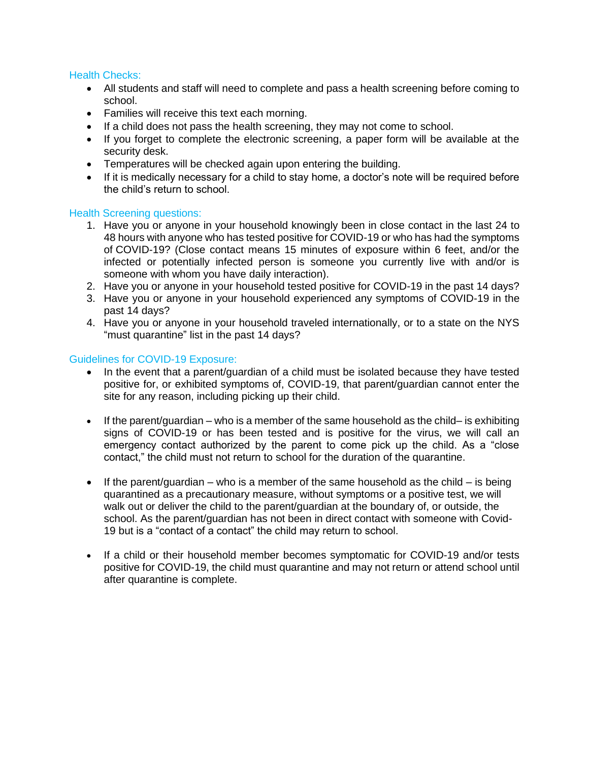## Health Checks:

- All students and staff will need to complete and pass a health screening before coming to school.
- Families will receive this text each morning.
- If a child does not pass the health screening, they may not come to school.
- If you forget to complete the electronic screening, a paper form will be available at the security desk.
- Temperatures will be checked again upon entering the building.
- If it is medically necessary for a child to stay home, a doctor's note will be required before the child's return to school.

## Health Screening questions:

1. Have you or anyone in your household knowingly been in close contact in the last 24 to 48 hours with anyone who has tested positive for COVID-19 or who has had the symptoms of COVID-19? (Close contact means 15 minutes of exposure within 6 feet, and/or the infected or potentially infected person is someone you currently live with and/or is someone with whom you have daily interaction).
2. Have you or anyone in your household tested positive for COVID-19 in the past 14 days?
3. Have you or anyone in your household experienced any symptoms of COVID-19 in the past 14 days?
4. Have you or anyone in your household traveled internationally, or to a state on the NYS "must quarantine" list in the past 14 days?

## Guidelines for COVID-19 Exposure:

- In the event that a parent/guardian of a child must be isolated because they have tested positive for, or exhibited symptoms of, COVID-19, that parent/guardian cannot enter the site for any reason, including picking up their child.

- If the parent/guardian – who is a member of the same household as the child– is exhibiting signs of COVID-19 or has been tested and is positive for the virus, we will call an emergency contact authorized by the parent to come pick up the child. As a "close contact," the child must not return to school for the duration of the quarantine.

- If the parent/guardian – who is a member of the same household as the child – is being quarantined as a precautionary measure, without symptoms or a positive test, we will walk out or deliver the child to the parent/guardian at the boundary of, or outside, the school. As the parent/guardian has not been in direct contact with someone with Covid-19 but is a "contact of a contact" the child may return to school.

- If a child or their household member becomes symptomatic for COVID-19 and/or tests positive for COVID-19, the child must quarantine and may not return or attend school until after quarantine is complete.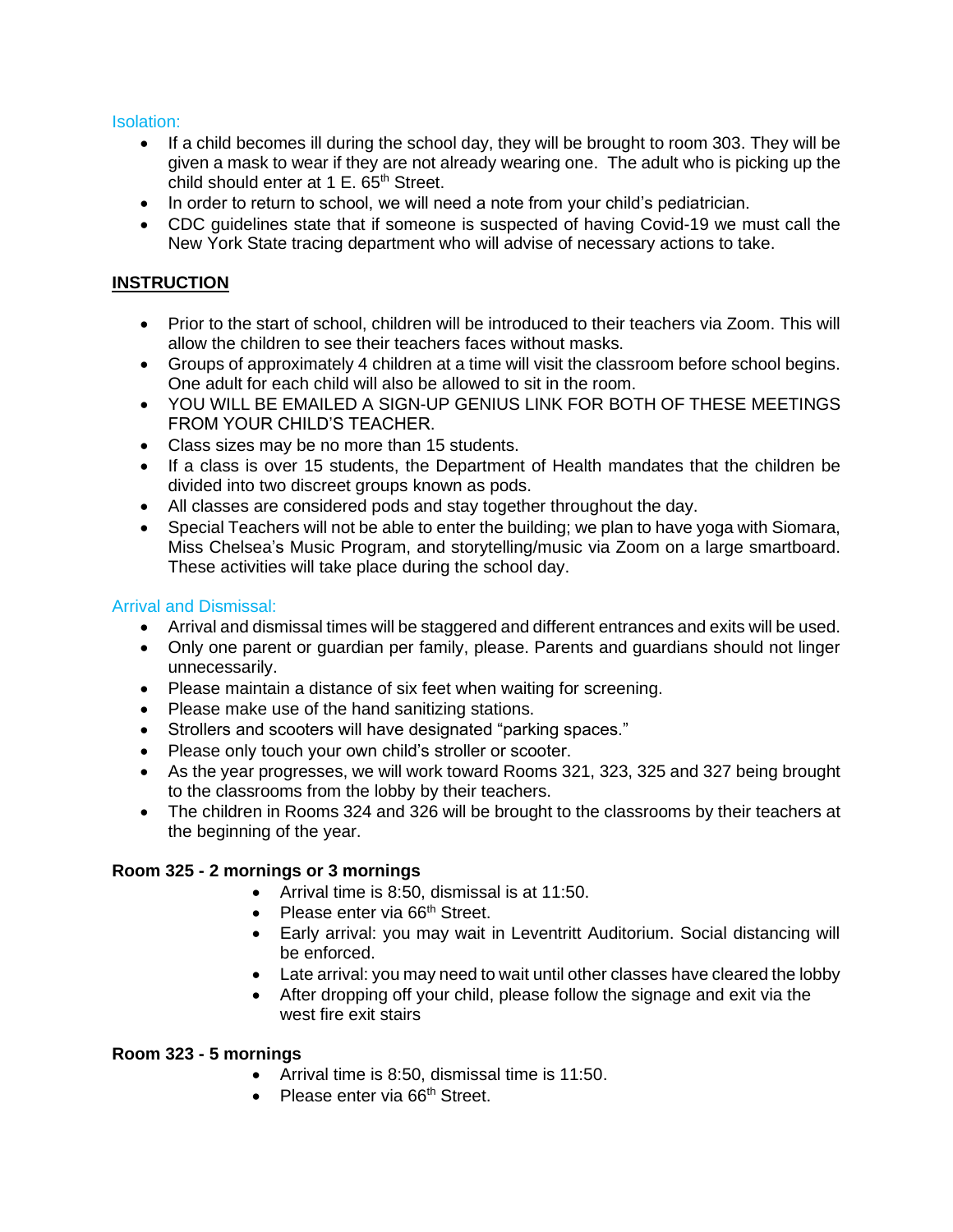### Isolation:

- If a child becomes ill during the school day, they will be brought to room 303. They will be given a mask to wear if they are not already wearing one. The adult who is picking up the child should enter at 1 E. 65th Street.
- In order to return to school, we will need a note from your child's pediatrician.
- CDC guidelines state that if someone is suspected of having Covid-19 we must call the New York State tracing department who will advise of necessary actions to take.

## INSTRUCTION

- Prior to the start of school, children will be introduced to their teachers via Zoom. This will allow the children to see their teachers faces without masks.
- Groups of approximately 4 children at a time will visit the classroom before school begins. One adult for each child will also be allowed to sit in the room.
- YOU WILL BE EMAILED A SIGN-UP GENIUS LINK FOR BOTH OF THESE MEETINGS FROM YOUR CHILD'S TEACHER.
- Class sizes may be no more than 15 students.
- If a class is over 15 students, the Department of Health mandates that the children be divided into two discreet groups known as pods.
- All classes are considered pods and stay together throughout the day.
- Special Teachers will not be able to enter the building; we plan to have yoga with Siomara, Miss Chelsea's Music Program, and storytelling/music via Zoom on a large smartboard. These activities will take place during the school day.

### Arrival and Dismissal:

- Arrival and dismissal times will be staggered and different entrances and exits will be used.
- Only one parent or guardian per family, please. Parents and guardians should not linger unnecessarily.
- Please maintain a distance of six feet when waiting for screening.
- Please make use of the hand sanitizing stations.
- Strollers and scooters will have designated "parking spaces."
- Please only touch your own child's stroller or scooter.
- As the year progresses, we will work toward Rooms 321, 323, 325 and 327 being brought to the classrooms from the lobby by their teachers.
- The children in Rooms 324 and 326 will be brought to the classrooms by their teachers at the beginning of the year.

**Room 325 - 2 mornings or 3 mornings**

- Arrival time is 8:50, dismissal is at 11:50.
- Please enter via 66th Street.
- Early arrival: you may wait in Leventritt Auditorium. Social distancing will be enforced.
- Late arrival: you may need to wait until other classes have cleared the lobby
- After dropping off your child, please follow the signage and exit via the west fire exit stairs

**Room 323 - 5 mornings**

- Arrival time is 8:50, dismissal time is 11:50.
- Please enter via 66th Street.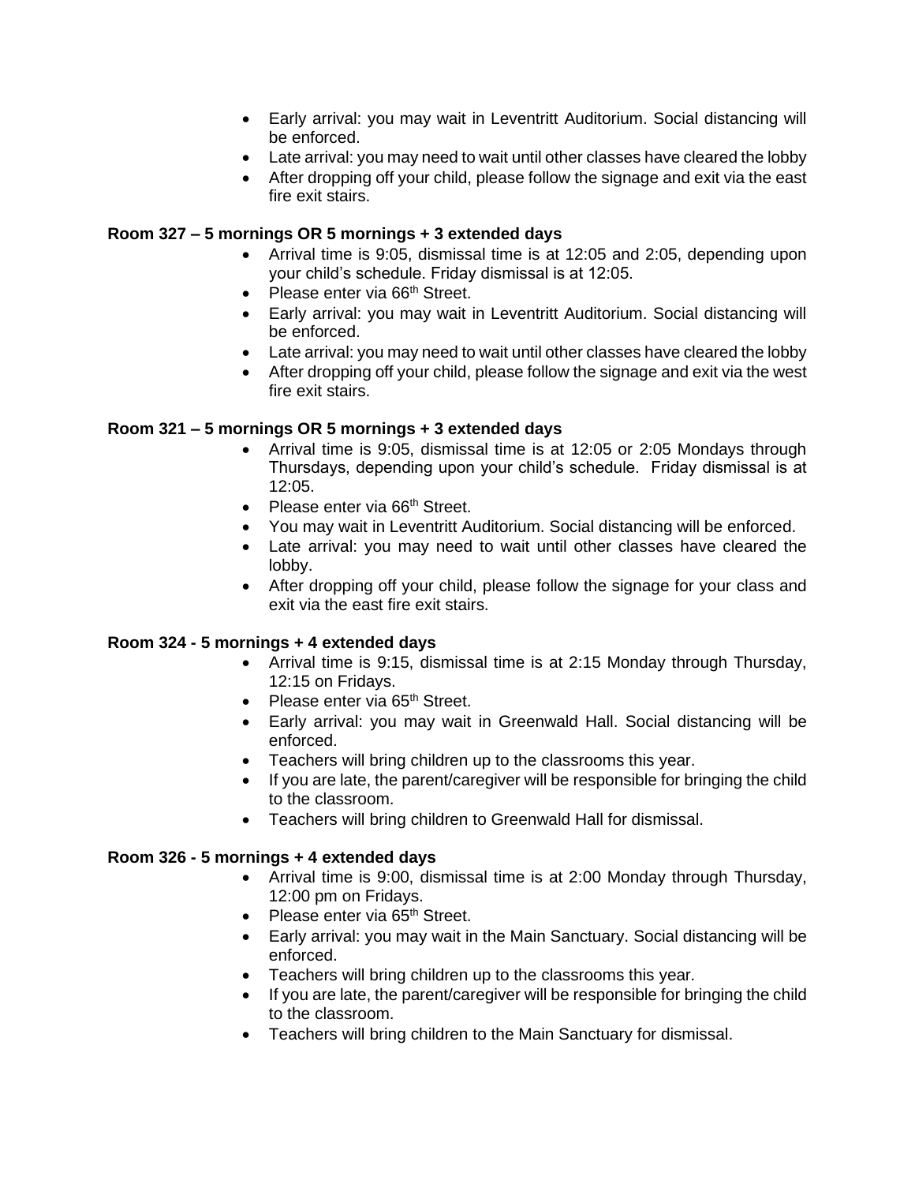- Early arrival: you may wait in Leventritt Auditorium. Social distancing will be enforced.
- Late arrival: you may need to wait until other classes have cleared the lobby
- After dropping off your child, please follow the signage and exit via the east fire exit stairs.

**Room 327 – 5 mornings OR 5 mornings + 3 extended days**

- Arrival time is 9:05, dismissal time is at 12:05 and 2:05, depending upon your child's schedule. Friday dismissal is at 12:05.
- Please enter via 66th Street.
- Early arrival: you may wait in Leventritt Auditorium. Social distancing will be enforced.
- Late arrival: you may need to wait until other classes have cleared the lobby
- After dropping off your child, please follow the signage and exit via the west fire exit stairs.

**Room 321 – 5 mornings OR 5 mornings + 3 extended days**

- Arrival time is 9:05, dismissal time is at 12:05 or 2:05 Mondays through Thursdays, depending upon your child's schedule. Friday dismissal is at 12:05.
- Please enter via 66th Street.
- You may wait in Leventritt Auditorium. Social distancing will be enforced.
- Late arrival: you may need to wait until other classes have cleared the lobby.
- After dropping off your child, please follow the signage for your class and exit via the east fire exit stairs.

**Room 324 - 5 mornings + 4 extended days**

- Arrival time is 9:15, dismissal time is at 2:15 Monday through Thursday, 12:15 on Fridays.
- Please enter via 65th Street.
- Early arrival: you may wait in Greenwald Hall. Social distancing will be enforced.
- Teachers will bring children up to the classrooms this year.
- If you are late, the parent/caregiver will be responsible for bringing the child to the classroom.
- Teachers will bring children to Greenwald Hall for dismissal.

**Room 326 - 5 mornings + 4 extended days**

- Arrival time is 9:00, dismissal time is at 2:00 Monday through Thursday, 12:00 pm on Fridays.
- Please enter via 65th Street.
- Early arrival: you may wait in the Main Sanctuary. Social distancing will be enforced.
- Teachers will bring children up to the classrooms this year.
- If you are late, the parent/caregiver will be responsible for bringing the child to the classroom.
- Teachers will bring children to the Main Sanctuary for dismissal.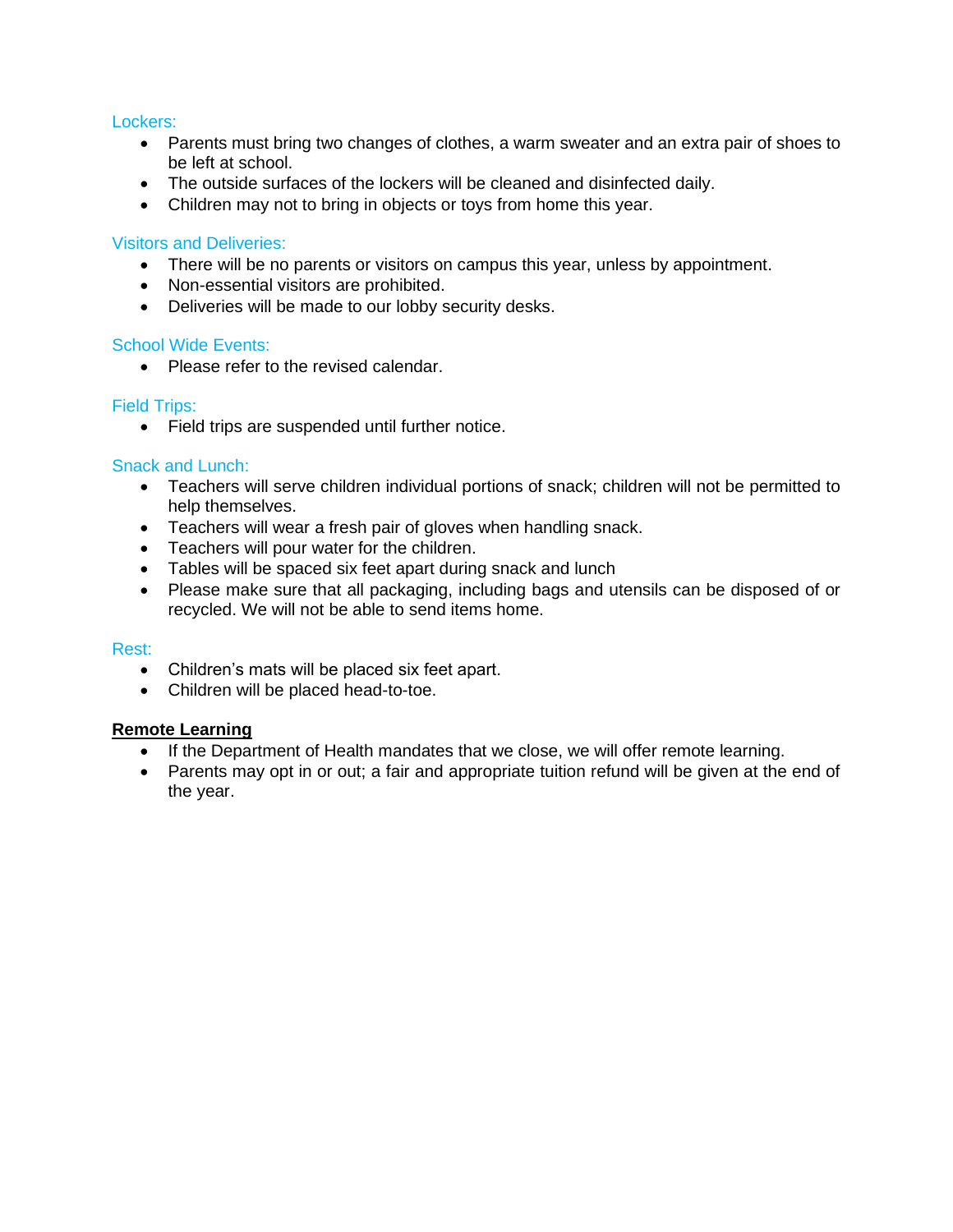### Lockers:

- Parents must bring two changes of clothes, a warm sweater and an extra pair of shoes to be left at school.
- The outside surfaces of the lockers will be cleaned and disinfected daily.
- Children may not to bring in objects or toys from home this year.

### Visitors and Deliveries:

- There will be no parents or visitors on campus this year, unless by appointment.
- Non-essential visitors are prohibited.
- Deliveries will be made to our lobby security desks.

### School Wide Events:

- Please refer to the revised calendar.

### Field Trips:

- Field trips are suspended until further notice.

### Snack and Lunch:

- Teachers will serve children individual portions of snack; children will not be permitted to help themselves.
- Teachers will wear a fresh pair of gloves when handling snack.
- Teachers will pour water for the children.
- Tables will be spaced six feet apart during snack and lunch
- Please make sure that all packaging, including bags and utensils can be disposed of or recycled. We will not be able to send items home.

### Rest:

- Children's mats will be placed six feet apart.
- Children will be placed head-to-toe.

## Remote Learning

- If the Department of Health mandates that we close, we will offer remote learning.
- Parents may opt in or out; a fair and appropriate tuition refund will be given at the end of the year.